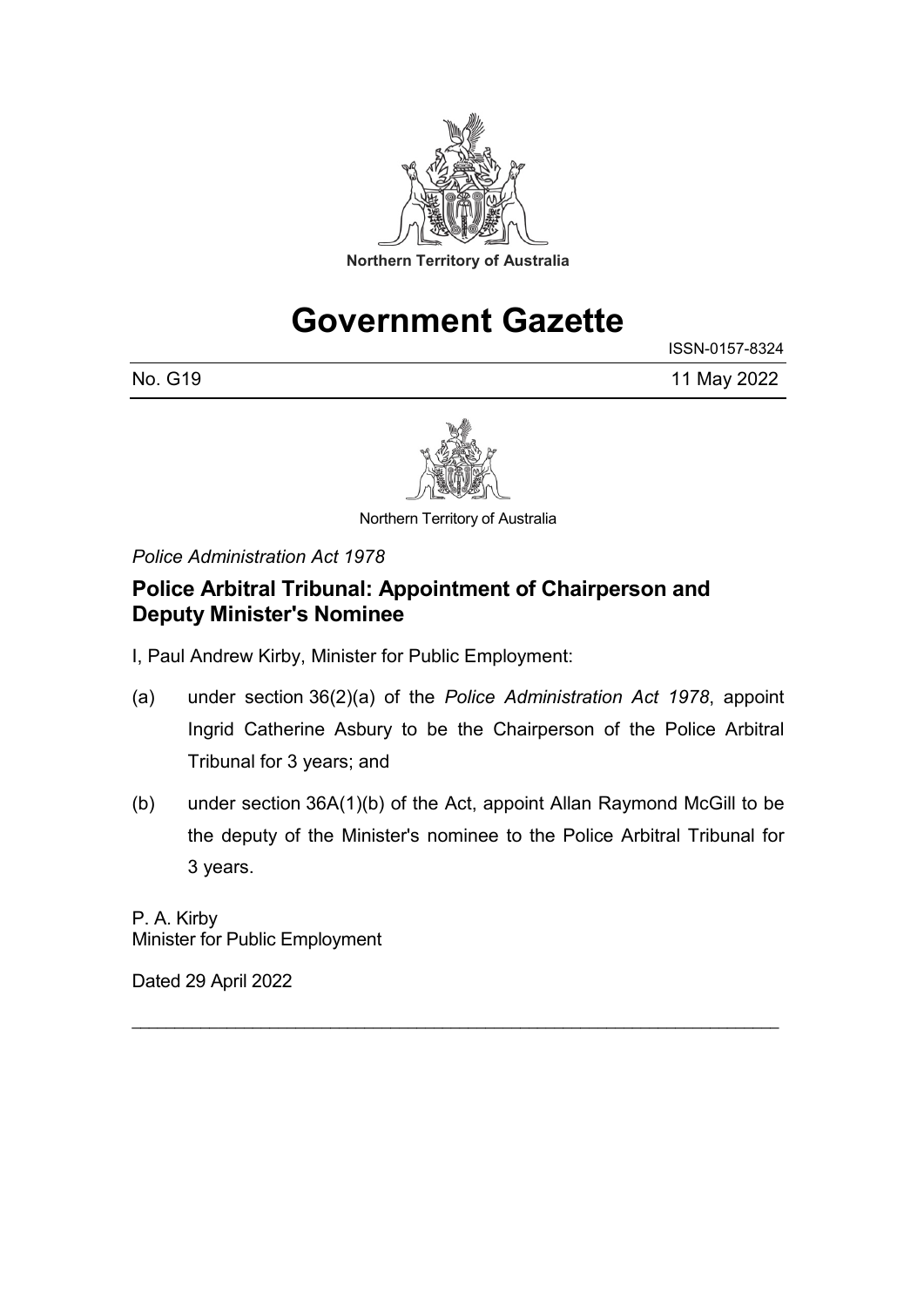Northern Territory of Australia

# Government Gazette

ISSN-0157-8324

No. G19 11 May 2022

Northern Territory of Australia

*Police Administration Act 1978*

## Police Arbitral Tribunal: Appointment of Chairperson and Deputy Minister's Nominee

I, Paul Andrew Kirby, Minister for Public Employment:

(a) under section 36(2)(a) of the *Police Administration Act 1978*, appoint Ingrid Catherine Asbury to be the Chairperson of the Police Arbitral Tribunal for 3 years; and

(b) under section 36A(1)(b) of the Act, appoint Allan Raymond McGill to be the deputy of the Minister's nominee to the Police Arbitral Tribunal for 3 years.

P. A. Kirby
Minister for Public Employment

Dated 29 April 2022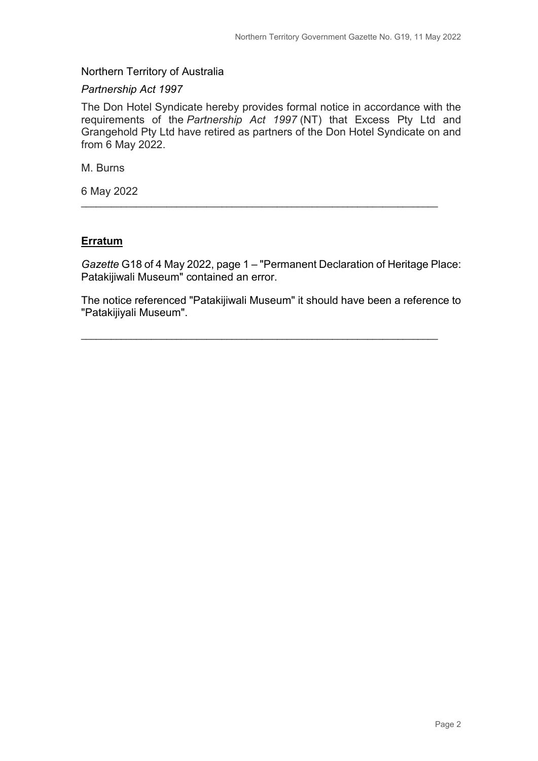Northern Territory of Australia

*Partnership Act 1997*

The Don Hotel Syndicate hereby provides formal notice in accordance with the requirements of the *Partnership Act 1997* (NT) that Excess Pty Ltd and Grangehold Pty Ltd have retired as partners of the Don Hotel Syndicate on and from 6 May 2022.

M. Burns

6 May 2022

---

**Erratum**

*Gazette* G18 of 4 May 2022, page 1 – "Permanent Declaration of Heritage Place: Patakijiwali Museum" contained an error.

The notice referenced "Patakijiwali Museum" it should have been a reference to "Patakijiyali Museum".

---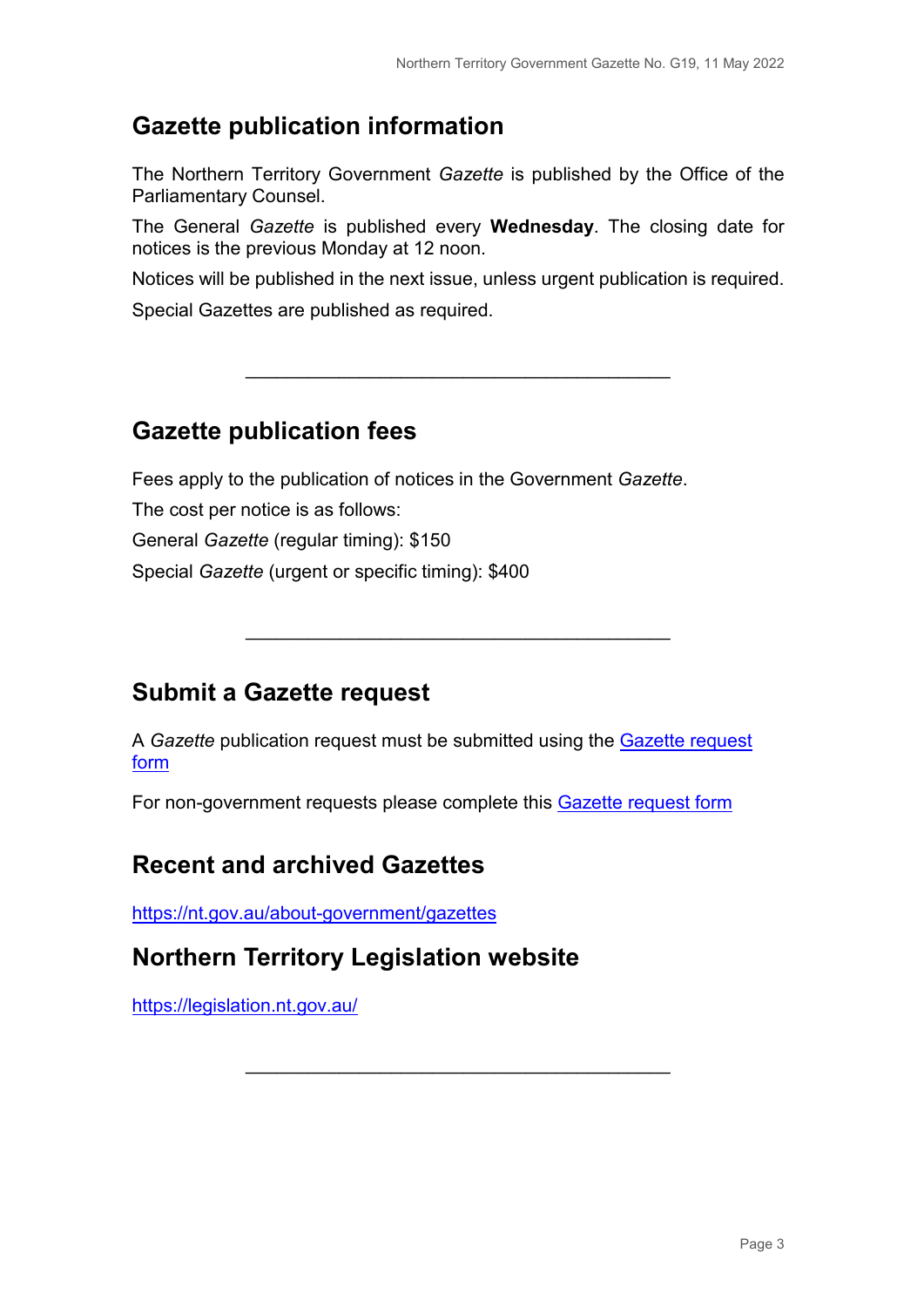## Gazette publication information

The Northern Territory Government *Gazette* is published by the Office of the Parliamentary Counsel.

The General *Gazette* is published every **Wednesday**. The closing date for notices is the previous Monday at 12 noon.

Notices will be published in the next issue, unless urgent publication is required.

Special Gazettes are published as required.

---

## Gazette publication fees

Fees apply to the publication of notices in the Government *Gazette*.

The cost per notice is as follows:

General *Gazette* (regular timing): $150

Special *Gazette* (urgent or specific timing): $400

---

## Submit a Gazette request

A *Gazette* publication request must be submitted using the Gazette request form

For non-government requests please complete this Gazette request form

## Recent and archived Gazettes

https://nt.gov.au/about-government/gazettes

## Northern Territory Legislation website

https://legislation.nt.gov.au/

---